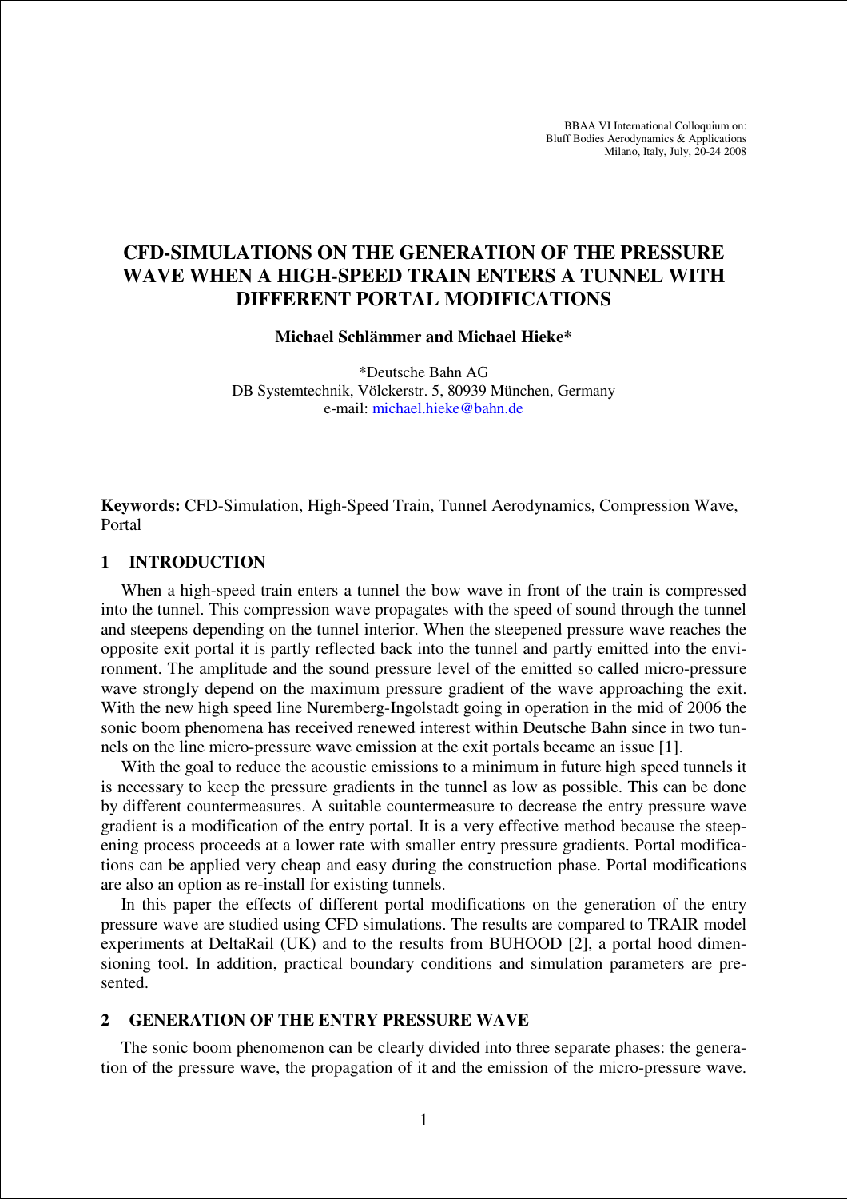BBAA VI International Colloquium on:
Bluff Bodies Aerodynamics & Applications
Milano, Italy, July, 20-24 2008

# CFD-SIMULATIONS ON THE GENERATION OF THE PRESSURE WAVE WHEN A HIGH-SPEED TRAIN ENTERS A TUNNEL WITH DIFFERENT PORTAL MODIFICATIONS

**Michael Schlämmer and Michael Hieke***

*Deutsche Bahn AG
DB Systemtechnik, Völckerstr. 5, 80939 München, Germany
e-mail: michael.hieke@bahn.de

**Keywords:** CFD-Simulation, High-Speed Train, Tunnel Aerodynamics, Compression Wave, Portal

## 1 INTRODUCTION

When a high-speed train enters a tunnel the bow wave in front of the train is compressed into the tunnel. This compression wave propagates with the speed of sound through the tunnel and steepens depending on the tunnel interior. When the steepened pressure wave reaches the opposite exit portal it is partly reflected back into the tunnel and partly emitted into the environment. The amplitude and the sound pressure level of the emitted so called micro-pressure wave strongly depend on the maximum pressure gradient of the wave approaching the exit. With the new high speed line Nuremberg-Ingolstadt going in operation in the mid of 2006 the sonic boom phenomena has received renewed interest within Deutsche Bahn since in two tunnels on the line micro-pressure wave emission at the exit portals became an issue [1].

With the goal to reduce the acoustic emissions to a minimum in future high speed tunnels it is necessary to keep the pressure gradients in the tunnel as low as possible. This can be done by different countermeasures. A suitable countermeasure to decrease the entry pressure wave gradient is a modification of the entry portal. It is a very effective method because the steepening process proceeds at a lower rate with smaller entry pressure gradients. Portal modifications can be applied very cheap and easy during the construction phase. Portal modifications are also an option as re-install for existing tunnels.

In this paper the effects of different portal modifications on the generation of the entry pressure wave are studied using CFD simulations. The results are compared to TRAIR model experiments at DeltaRail (UK) and to the results from BUHOOD [2], a portal hood dimensioning tool. In addition, practical boundary conditions and simulation parameters are presented.

## 2 GENERATION OF THE ENTRY PRESSURE WAVE

The sonic boom phenomenon can be clearly divided into three separate phases: the generation of the pressure wave, the propagation of it and the emission of the micro-pressure wave.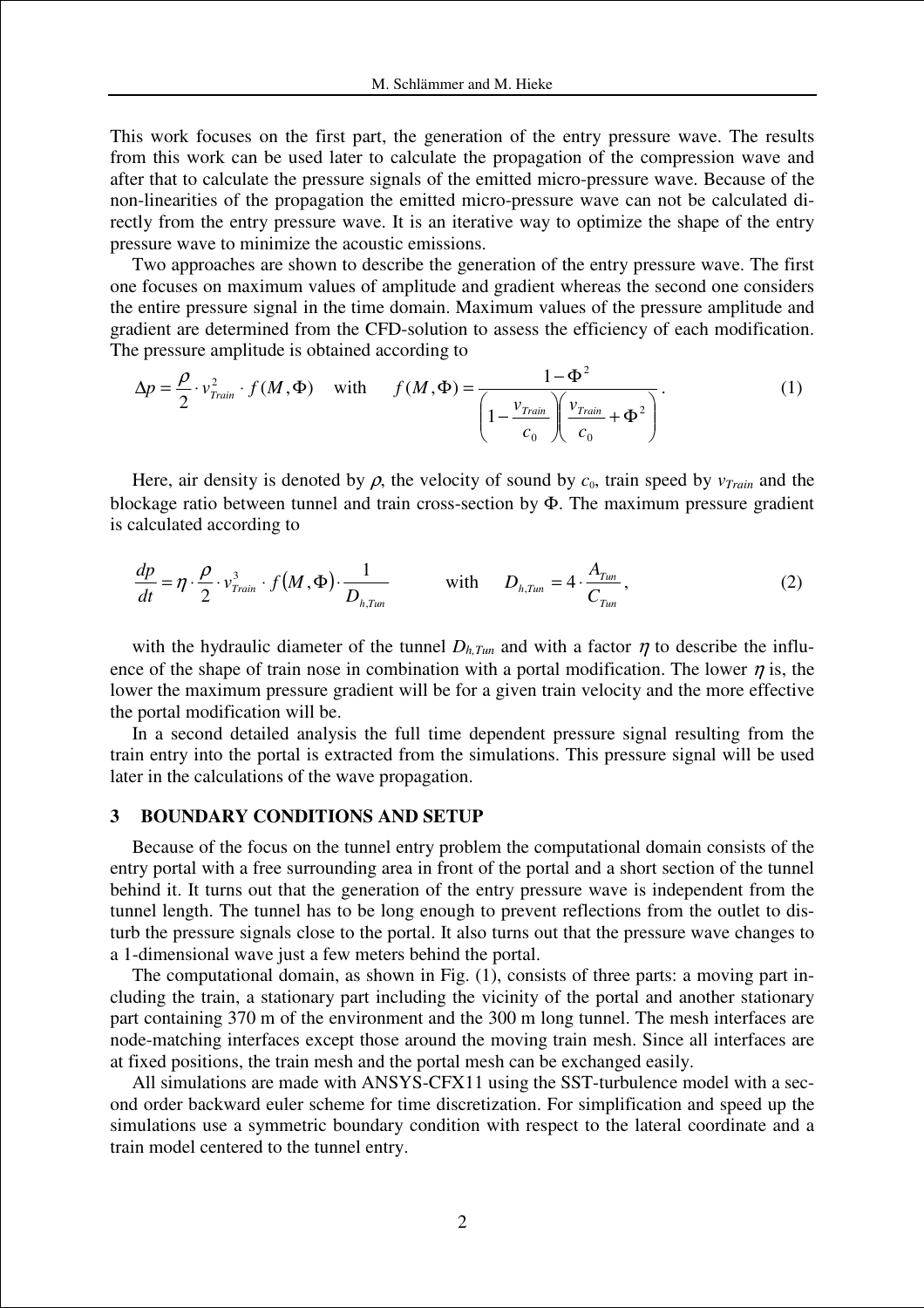This work focuses on the first part, the generation of the entry pressure wave. The results from this work can be used later to calculate the propagation of the compression wave and after that to calculate the pressure signals of the emitted micro-pressure wave. Because of the non-linearities of the propagation the emitted micro-pressure wave can not be calculated directly from the entry pressure wave. It is an iterative way to optimize the shape of the entry pressure wave to minimize the acoustic emissions.

Two approaches are shown to describe the generation of the entry pressure wave. The first one focuses on maximum values of amplitude and gradient whereas the second one considers the entire pressure signal in the time domain. Maximum values of the pressure amplitude and gradient are determined from the CFD-solution to assess the efficiency of each modification. The pressure amplitude is obtained according to

$$\Delta p = \frac{\rho}{2} \cdot v_{Train}^2 \cdot f(M, \Phi) \quad \text{with} \quad f(M, \Phi) = \frac{1 - \Phi^2}{\left(1 - \frac{v_{Train}}{c_0}\right)\left(\frac{v_{Train}}{c_0} + \Phi^2\right)}. \tag{1}$$

Here, air density is denoted by $\rho$, the velocity of sound by $c_0$, train speed by $v_{Train}$ and the blockage ratio between tunnel and train cross-section by $\Phi$. The maximum pressure gradient is calculated according to

$$\frac{dp}{dt} = \eta \cdot \frac{\rho}{2} \cdot v_{Train}^3 \cdot f(M, \Phi) \cdot \frac{1}{D_{h,Tun}} \qquad \text{with} \quad D_{h,Tun} = 4 \cdot \frac{A_{Tun}}{C_{Tun}}, \tag{2}$$

with the hydraulic diameter of the tunnel $D_{h,Tun}$ and with a factor $\eta$ to describe the influence of the shape of train nose in combination with a portal modification. The lower $\eta$ is, the lower the maximum pressure gradient will be for a given train velocity and the more effective the portal modification will be.

In a second detailed analysis the full time dependent pressure signal resulting from the train entry into the portal is extracted from the simulations. This pressure signal will be used later in the calculations of the wave propagation.

## 3 BOUNDARY CONDITIONS AND SETUP

Because of the focus on the tunnel entry problem the computational domain consists of the entry portal with a free surrounding area in front of the portal and a short section of the tunnel behind it. It turns out that the generation of the entry pressure wave is independent from the tunnel length. The tunnel has to be long enough to prevent reflections from the outlet to disturb the pressure signals close to the portal. It also turns out that the pressure wave changes to a 1-dimensional wave just a few meters behind the portal.

The computational domain, as shown in Fig. (1), consists of three parts: a moving part including the train, a stationary part including the vicinity of the portal and another stationary part containing 370 m of the environment and the 300 m long tunnel. The mesh interfaces are node-matching interfaces except those around the moving train mesh. Since all interfaces are at fixed positions, the train mesh and the portal mesh can be exchanged easily.

All simulations are made with ANSYS-CFX11 using the SST-turbulence model with a second order backward euler scheme for time discretization. For simplification and speed up the simulations use a symmetric boundary condition with respect to the lateral coordinate and a train model centered to the tunnel entry.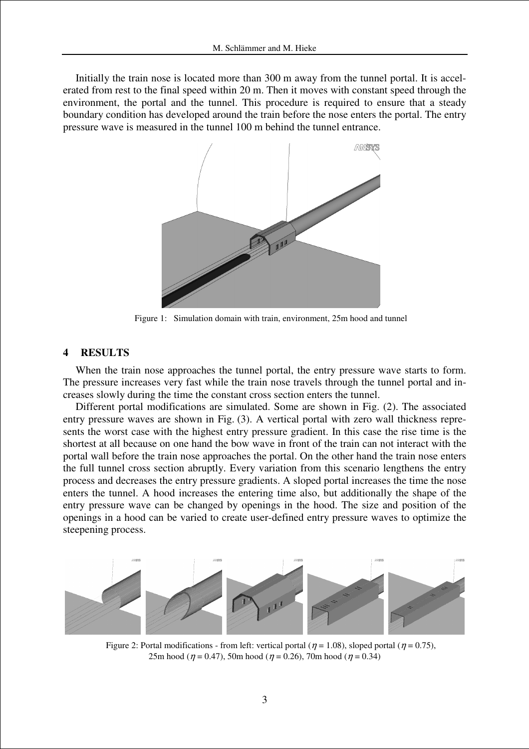Initially the train nose is located more than 300 m away from the tunnel portal. It is accelerated from rest to the final speed within 20 m. Then it moves with constant speed through the environment, the portal and the tunnel. This procedure is required to ensure that a steady boundary condition has developed around the train before the nose enters the portal. The entry pressure wave is measured in the tunnel 100 m behind the tunnel entrance.

Figure 1: Simulation domain with train, environment, 25m hood and tunnel

## 4 RESULTS

When the train nose approaches the tunnel portal, the entry pressure wave starts to form. The pressure increases very fast while the train nose travels through the tunnel portal and increases slowly during the time the constant cross section enters the tunnel.

Different portal modifications are simulated. Some are shown in Fig. (2). The associated entry pressure waves are shown in Fig. (3). A vertical portal with zero wall thickness represents the worst case with the highest entry pressure gradient. In this case the rise time is the shortest at all because on one hand the bow wave in front of the train can not interact with the portal wall before the train nose approaches the portal. On the other hand the train nose enters the full tunnel cross section abruptly. Every variation from this scenario lengthens the entry process and decreases the entry pressure gradients. A sloped portal increases the time the nose enters the tunnel. A hood increases the entering time also, but additionally the shape of the entry pressure wave can be changed by openings in the hood. The size and position of the openings in a hood can be varied to create user-defined entry pressure waves to optimize the steepening process.

Figure 2: Portal modifications - from left: vertical portal ($\eta = 1.08$), sloped portal ($\eta = 0.75$), 25m hood ($\eta = 0.47$), 50m hood ($\eta = 0.26$), 70m hood ($\eta = 0.34$)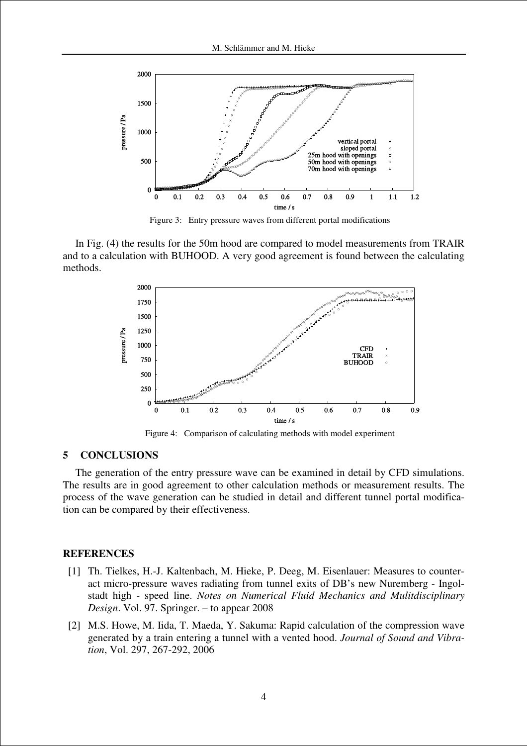2000
1500
1000
500
0
pressure / Pa
0 0.1 0.2 0.3 0.4 0.5 0.6 0.7 0.8 0.9 1 1.1 1.2
time / s
vertical portal
sloped portal
25m hood with openings
50m hood with openings
70m hood with openings

Figure 3: Entry pressure waves from different portal modifications

In Fig. (4) the results for the 50m hood are compared to model measurements from TRAIR and to a calculation with BUHOOD. A very good agreement is found between the calculating methods.

2000
1750
1500
1250
1000
750
500
250
0
pressure / Pa
0 0.1 0.2 0.3 0.4 0.5 0.6 0.7 0.8 0.9
time / s
CFD
TRAIR
BUHOOD

Figure 4: Comparison of calculating methods with model experiment

## 5 CONCLUSIONS

The generation of the entry pressure wave can be examined in detail by CFD simulations. The results are in good agreement to other calculation methods or measurement results. The process of the wave generation can be studied in detail and different tunnel portal modification can be compared by their effectiveness.

## REFERENCES

[1] Th. Tielkes, H.-J. Kaltenbach, M. Hieke, P. Deeg, M. Eisenlauer: Measures to counteract micro-pressure waves radiating from tunnel exits of DB's new Nuremberg - Ingolstadt high - speed line. *Notes on Numerical Fluid Mechanics and Mulitdisciplinary Design*. Vol. 97. Springer. – to appear 2008

[2] M.S. Howe, M. Iida, T. Maeda, Y. Sakuma: Rapid calculation of the compression wave generated by a train entering a tunnel with a vented hood. *Journal of Sound and Vibration*, Vol. 297, 267-292, 2006